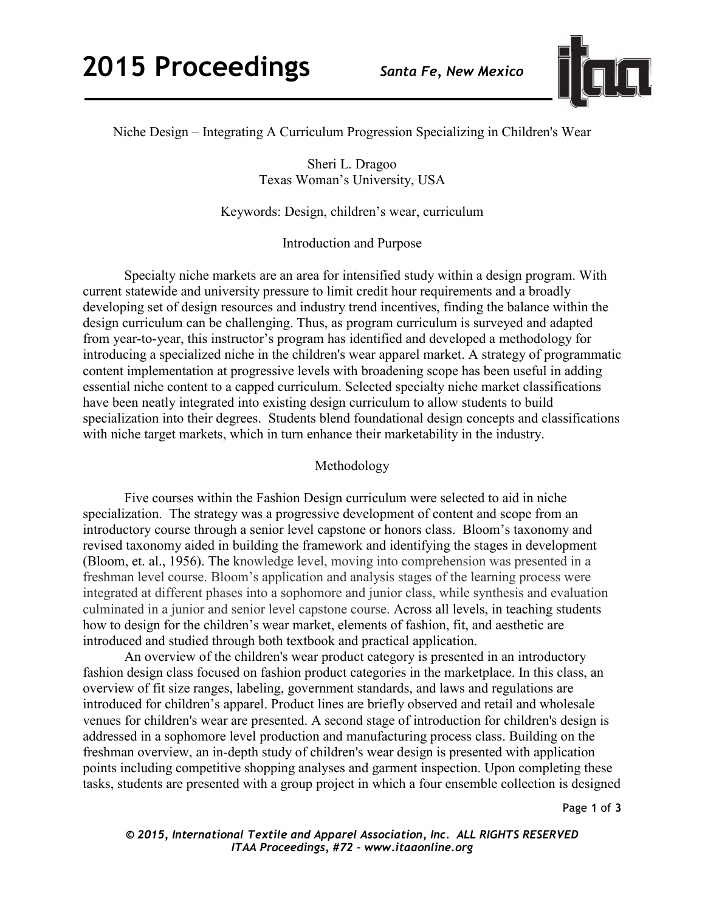# Niche Design – Integrating A Curriculum Progression Specializing in Children's Wear

Sheri L. Dragoo
Texas Woman's University, USA

Keywords: Design, children's wear, curriculum

## Introduction and Purpose

Specialty niche markets are an area for intensified study within a design program. With current statewide and university pressure to limit credit hour requirements and a broadly developing set of design resources and industry trend incentives, finding the balance within the design curriculum can be challenging. Thus, as program curriculum is surveyed and adapted from year-to-year, this instructor's program has identified and developed a methodology for introducing a specialized niche in the children's wear apparel market. A strategy of programmatic content implementation at progressive levels with broadening scope has been useful in adding essential niche content to a capped curriculum. Selected specialty niche market classifications have been neatly integrated into existing design curriculum to allow students to build specialization into their degrees. Students blend foundational design concepts and classifications with niche target markets, which in turn enhance their marketability in the industry.

## Methodology

Five courses within the Fashion Design curriculum were selected to aid in niche specialization. The strategy was a progressive development of content and scope from an introductory course through a senior level capstone or honors class. Bloom's taxonomy and revised taxonomy aided in building the framework and identifying the stages in development (Bloom, et. al., 1956). The knowledge level, moving into comprehension was presented in a freshman level course. Bloom's application and analysis stages of the learning process were integrated at different phases into a sophomore and junior class, while synthesis and evaluation culminated in a junior and senior level capstone course. Across all levels, in teaching students how to design for the children's wear market, elements of fashion, fit, and aesthetic are introduced and studied through both textbook and practical application.

An overview of the children's wear product category is presented in an introductory fashion design class focused on fashion product categories in the marketplace. In this class, an overview of fit size ranges, labeling, government standards, and laws and regulations are introduced for children's apparel. Product lines are briefly observed and retail and wholesale venues for children's wear are presented. A second stage of introduction for children's design is addressed in a sophomore level production and manufacturing process class. Building on the freshman overview, an in-depth study of children's wear design is presented with application points including competitive shopping analyses and garment inspection. Upon completing these tasks, students are presented with a group project in which a four ensemble collection is designed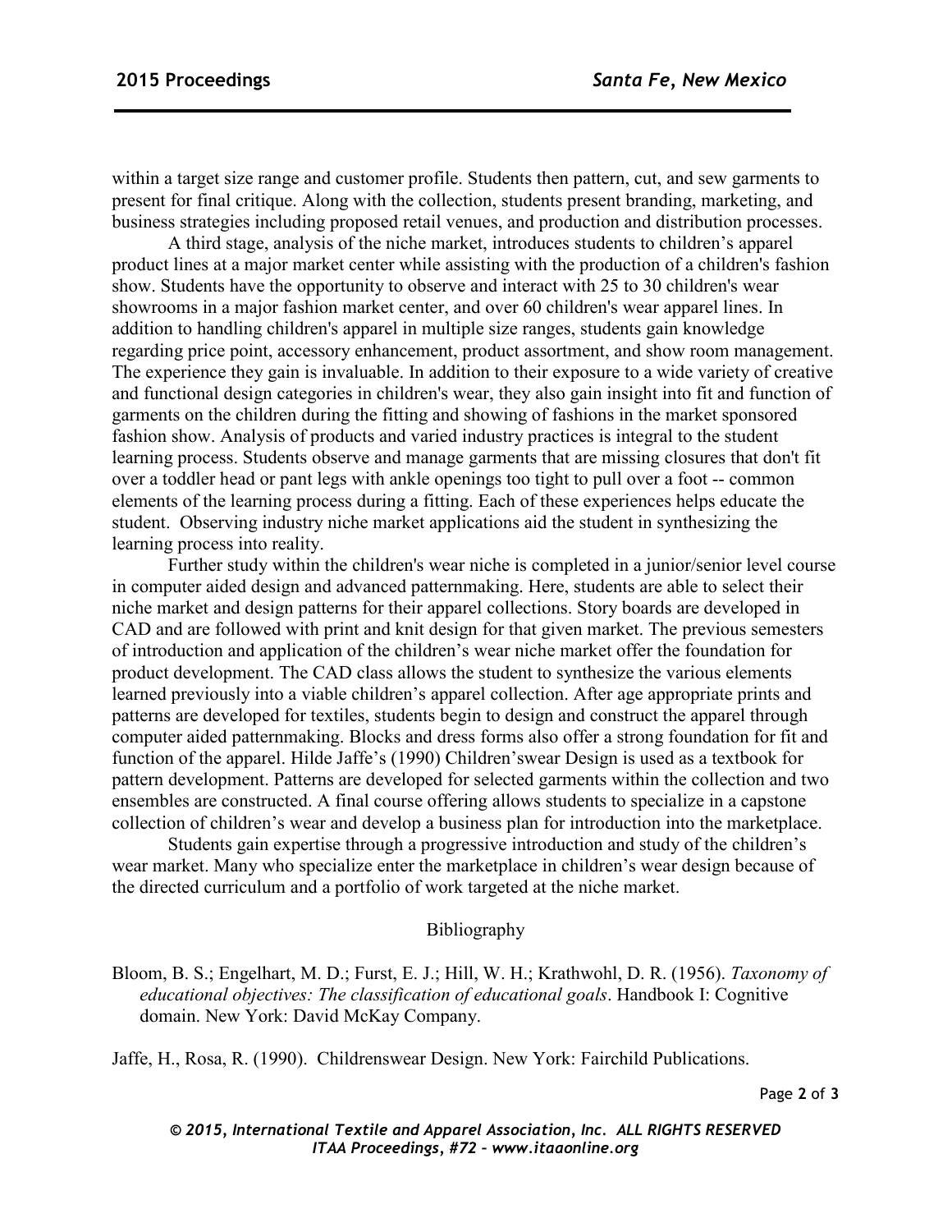within a target size range and customer profile. Students then pattern, cut, and sew garments to present for final critique. Along with the collection, students present branding, marketing, and business strategies including proposed retail venues, and production and distribution processes.

A third stage, analysis of the niche market, introduces students to children's apparel product lines at a major market center while assisting with the production of a children's fashion show. Students have the opportunity to observe and interact with 25 to 30 children's wear showrooms in a major fashion market center, and over 60 children's wear apparel lines. In addition to handling children's apparel in multiple size ranges, students gain knowledge regarding price point, accessory enhancement, product assortment, and show room management. The experience they gain is invaluable. In addition to their exposure to a wide variety of creative and functional design categories in children's wear, they also gain insight into fit and function of garments on the children during the fitting and showing of fashions in the market sponsored fashion show. Analysis of products and varied industry practices is integral to the student learning process. Students observe and manage garments that are missing closures that don't fit over a toddler head or pant legs with ankle openings too tight to pull over a foot -- common elements of the learning process during a fitting. Each of these experiences helps educate the student. Observing industry niche market applications aid the student in synthesizing the learning process into reality.

Further study within the children's wear niche is completed in a junior/senior level course in computer aided design and advanced patternmaking. Here, students are able to select their niche market and design patterns for their apparel collections. Story boards are developed in CAD and are followed with print and knit design for that given market. The previous semesters of introduction and application of the children's wear niche market offer the foundation for product development. The CAD class allows the student to synthesize the various elements learned previously into a viable children's apparel collection. After age appropriate prints and patterns are developed for textiles, students begin to design and construct the apparel through computer aided patternmaking. Blocks and dress forms also offer a strong foundation for fit and function of the apparel. Hilde Jaffe's (1990) Children'swear Design is used as a textbook for pattern development. Patterns are developed for selected garments within the collection and two ensembles are constructed. A final course offering allows students to specialize in a capstone collection of children's wear and develop a business plan for introduction into the marketplace.

Students gain expertise through a progressive introduction and study of the children's wear market. Many who specialize enter the marketplace in children's wear design because of the directed curriculum and a portfolio of work targeted at the niche market.

## Bibliography

Bloom, B. S.; Engelhart, M. D.; Furst, E. J.; Hill, W. H.; Krathwohl, D. R. (1956). *Taxonomy of educational objectives: The classification of educational goals*. Handbook I: Cognitive domain. New York: David McKay Company.

Jaffe, H., Rosa, R. (1990). Childrenswear Design. New York: Fairchild Publications.